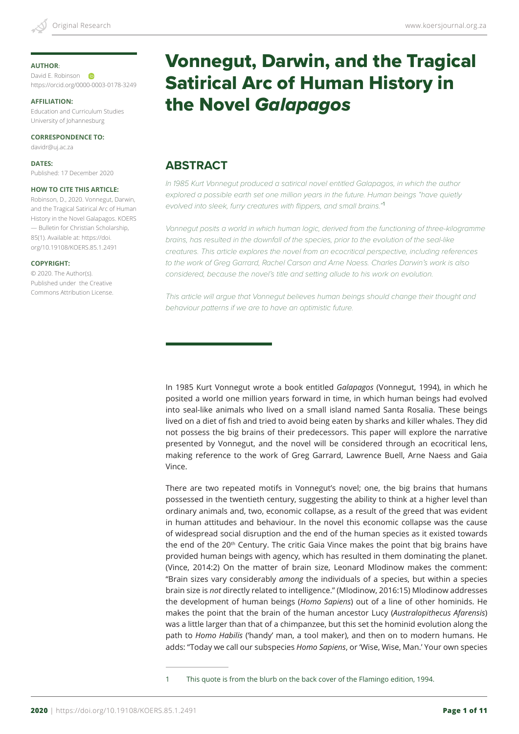**AUTHOR**:
David E. Robinson
https://orcid.org/0000-0003-0178-3249

**AFFILIATION:**
Education and Curriculum Studies
University of Johannesburg

**CORRESPONDENCE TO:**
davidr@uj.ac.za

**DATES:**
Published: 17 December 2020

**HOW TO CITE THIS ARTICLE:**
Robinson, D., 2020. Vonnegut, Darwin, and the Tragical Satirical Arc of Human History in the Novel Galapagos. KOERS — Bulletin for Christian Scholarship, 85(1). Available at: https://doi.org/10.19108/KOERS.85.1.2491

**COPYRIGHT:**
© 2020. The Author(s). Published under the Creative Commons Attribution License.

# Vonnegut, Darwin, and the Tragical Satirical Arc of Human History in the Novel *Galapagos*

## ABSTRACT

*In 1985 Kurt Vonnegut produced a satirical novel entitled Galapagos, in which the author explored a possible earth set one million years in the future. Human beings "have quietly evolved into sleek, furry creatures with flippers, and small brains."*[1]

*Vonnegut posits a world in which human logic, derived from the functioning of three-kilogramme brains, has resulted in the downfall of the species, prior to the evolution of the seal-like creatures. This article explores the novel from an ecocritical perspective, including references to the work of Greg Garrard, Rachel Carson and Arne Naess. Charles Darwin's work is also considered, because the novel's title and setting allude to his work on evolution.*

*This article will argue that Vonnegut believes human beings should change their thought and behaviour patterns if we are to have an optimistic future.*

In 1985 Kurt Vonnegut wrote a book entitled *Galapagos* (Vonnegut, 1994), in which he posited a world one million years forward in time, in which human beings had evolved into seal-like animals who lived on a small island named Santa Rosalia. These beings lived on a diet of fish and tried to avoid being eaten by sharks and killer whales. They did not possess the big brains of their predecessors. This paper will explore the narrative presented by Vonnegut, and the novel will be considered through an ecocritical lens, making reference to the work of Greg Garrard, Lawrence Buell, Arne Naess and Gaia Vince.

There are two repeated motifs in Vonnegut's novel; one, the big brains that humans possessed in the twentieth century, suggesting the ability to think at a higher level than ordinary animals and, two, economic collapse, as a result of the greed that was evident in human attitudes and behaviour. In the novel this economic collapse was the cause of widespread social disruption and the end of the human species as it existed towards the end of the 20th Century. The critic Gaia Vince makes the point that big brains have provided human beings with agency, which has resulted in them dominating the planet. (Vince, 2014:2) On the matter of brain size, Leonard Mlodinow makes the comment: "Brain sizes vary considerably *among* the individuals of a species, but within a species brain size is *not* directly related to intelligence." (Mlodinow, 2016:15) Mlodinow addresses the development of human beings (*Homo Sapiens*) out of a line of other hominids. He makes the point that the brain of the human ancestor Lucy (*Australopithecus Afarensis*) was a little larger than that of a chimpanzee, but this set the hominid evolution along the path to *Homo Habilis* ('handy' man, a tool maker), and then on to modern humans. He adds: "Today we call our subspecies *Homo Sapiens*, or 'Wise, Wise, Man.' Your own species

---

1 This quote is from the blurb on the back cover of the Flamingo edition, 1994.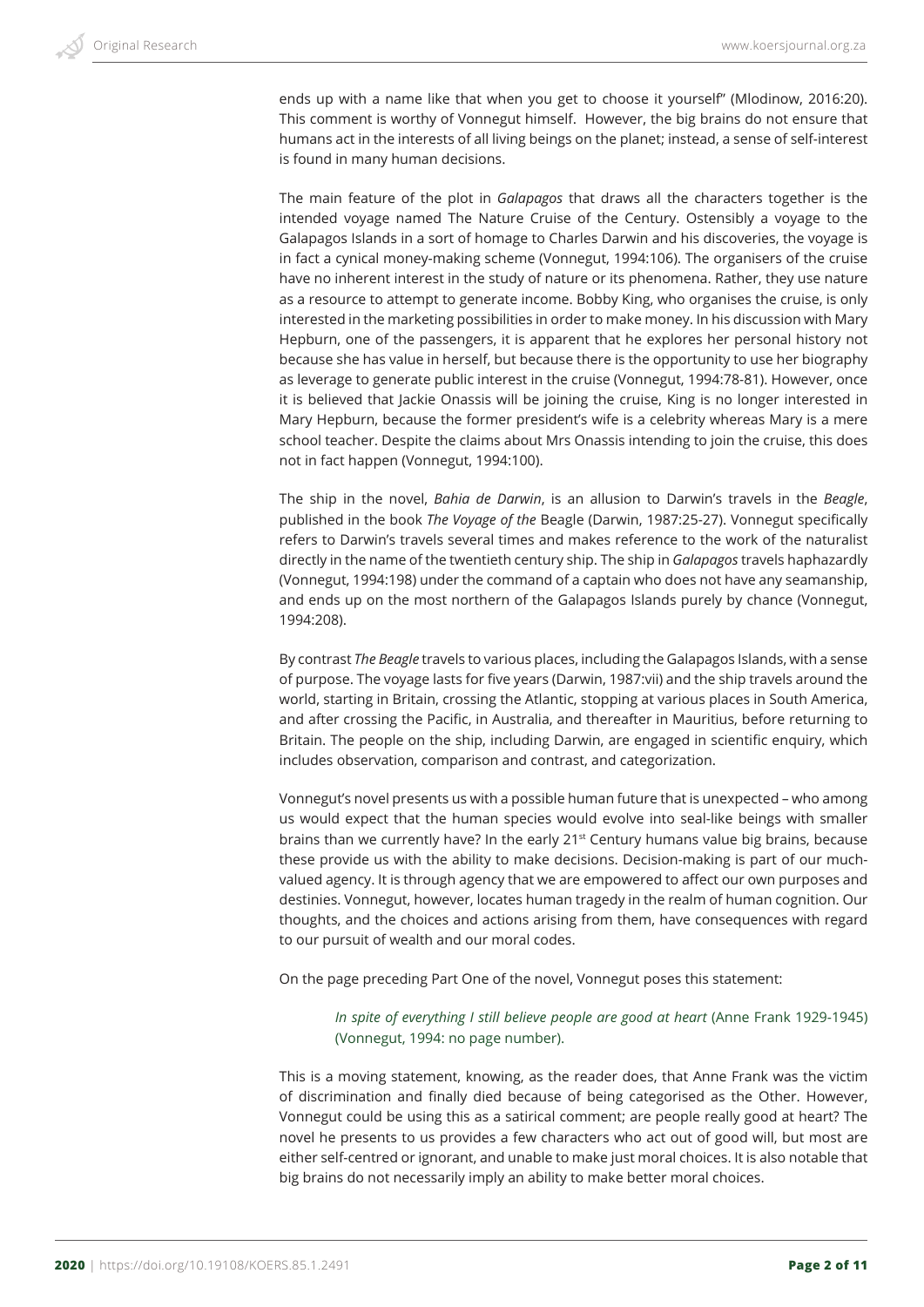ends up with a name like that when you get to choose it yourself" (Mlodinow, 2016:20). This comment is worthy of Vonnegut himself. However, the big brains do not ensure that humans act in the interests of all living beings on the planet; instead, a sense of self-interest is found in many human decisions.

The main feature of the plot in *Galapagos* that draws all the characters together is the intended voyage named The Nature Cruise of the Century. Ostensibly a voyage to the Galapagos Islands in a sort of homage to Charles Darwin and his discoveries, the voyage is in fact a cynical money-making scheme (Vonnegut, 1994:106). The organisers of the cruise have no inherent interest in the study of nature or its phenomena. Rather, they use nature as a resource to attempt to generate income. Bobby King, who organises the cruise, is only interested in the marketing possibilities in order to make money. In his discussion with Mary Hepburn, one of the passengers, it is apparent that he explores her personal history not because she has value in herself, but because there is the opportunity to use her biography as leverage to generate public interest in the cruise (Vonnegut, 1994:78-81). However, once it is believed that Jackie Onassis will be joining the cruise, King is no longer interested in Mary Hepburn, because the former president's wife is a celebrity whereas Mary is a mere school teacher. Despite the claims about Mrs Onassis intending to join the cruise, this does not in fact happen (Vonnegut, 1994:100).

The ship in the novel, *Bahia de Darwin*, is an allusion to Darwin's travels in the *Beagle*, published in the book *The Voyage of the* Beagle (Darwin, 1987:25-27). Vonnegut specifically refers to Darwin's travels several times and makes reference to the work of the naturalist directly in the name of the twentieth century ship. The ship in *Galapagos* travels haphazardly (Vonnegut, 1994:198) under the command of a captain who does not have any seamanship, and ends up on the most northern of the Galapagos Islands purely by chance (Vonnegut, 1994:208).

By contrast *The Beagle* travels to various places, including the Galapagos Islands, with a sense of purpose. The voyage lasts for five years (Darwin, 1987:vii) and the ship travels around the world, starting in Britain, crossing the Atlantic, stopping at various places in South America, and after crossing the Pacific, in Australia, and thereafter in Mauritius, before returning to Britain. The people on the ship, including Darwin, are engaged in scientific enquiry, which includes observation, comparison and contrast, and categorization.

Vonnegut's novel presents us with a possible human future that is unexpected – who among us would expect that the human species would evolve into seal-like beings with smaller brains than we currently have? In the early 21st Century humans value big brains, because these provide us with the ability to make decisions. Decision-making is part of our much-valued agency. It is through agency that we are empowered to affect our own purposes and destinies. Vonnegut, however, locates human tragedy in the realm of human cognition. Our thoughts, and the choices and actions arising from them, have consequences with regard to our pursuit of wealth and our moral codes.

On the page preceding Part One of the novel, Vonnegut poses this statement:

> *In spite of everything I still believe people are good at heart* (Anne Frank 1929-1945) (Vonnegut, 1994: no page number).

This is a moving statement, knowing, as the reader does, that Anne Frank was the victim of discrimination and finally died because of being categorised as the Other. However, Vonnegut could be using this as a satirical comment; are people really good at heart? The novel he presents to us provides a few characters who act out of good will, but most are either self-centred or ignorant, and unable to make just moral choices. It is also notable that big brains do not necessarily imply an ability to make better moral choices.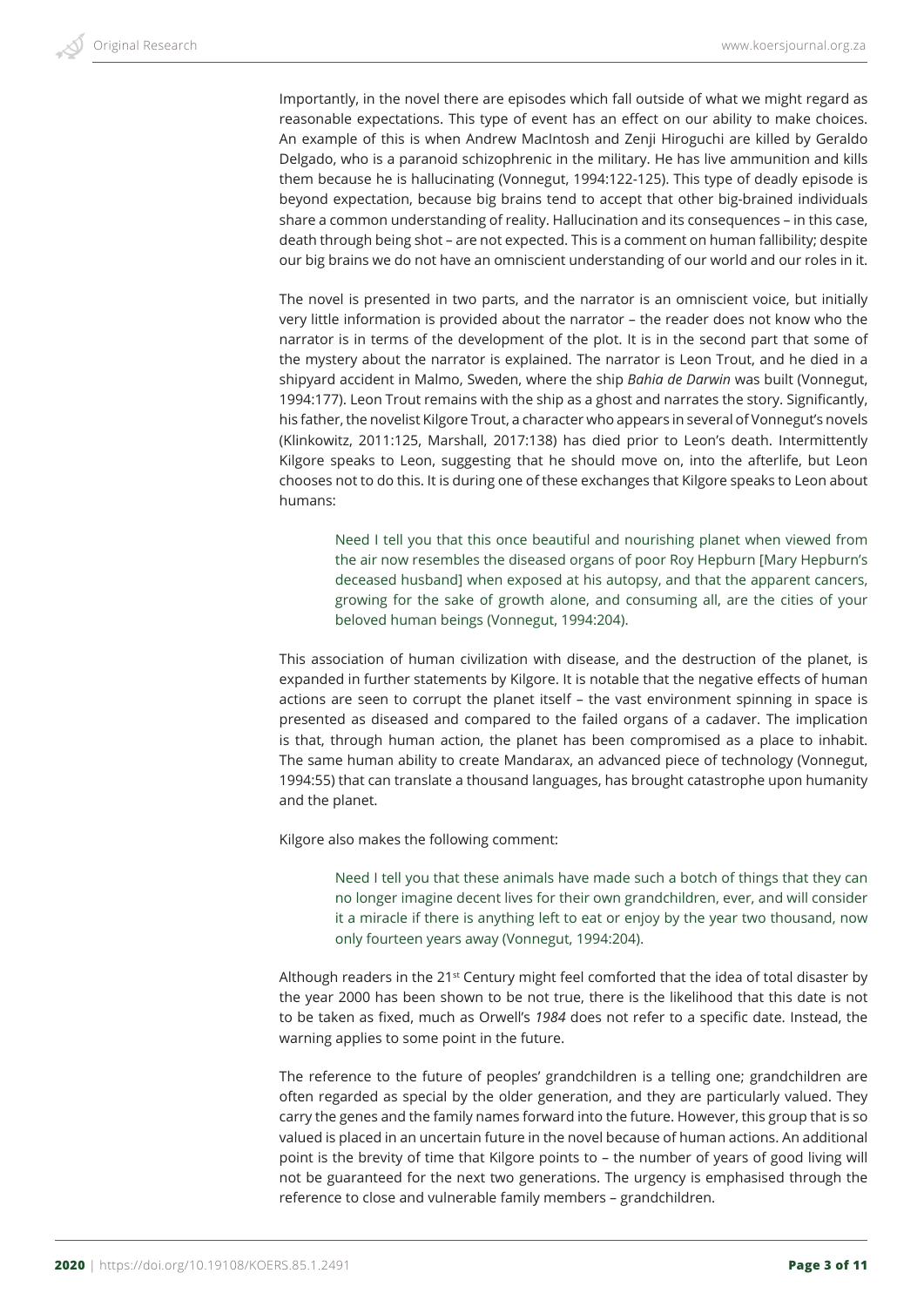Importantly, in the novel there are episodes which fall outside of what we might regard as reasonable expectations. This type of event has an effect on our ability to make choices. An example of this is when Andrew MacIntosh and Zenji Hiroguchi are killed by Geraldo Delgado, who is a paranoid schizophrenic in the military. He has live ammunition and kills them because he is hallucinating (Vonnegut, 1994:122-125). This type of deadly episode is beyond expectation, because big brains tend to accept that other big-brained individuals share a common understanding of reality. Hallucination and its consequences – in this case, death through being shot – are not expected. This is a comment on human fallibility; despite our big brains we do not have an omniscient understanding of our world and our roles in it.

The novel is presented in two parts, and the narrator is an omniscient voice, but initially very little information is provided about the narrator – the reader does not know who the narrator is in terms of the development of the plot. It is in the second part that some of the mystery about the narrator is explained. The narrator is Leon Trout, and he died in a shipyard accident in Malmo, Sweden, where the ship *Bahia de Darwin* was built (Vonnegut, 1994:177). Leon Trout remains with the ship as a ghost and narrates the story. Significantly, his father, the novelist Kilgore Trout, a character who appears in several of Vonnegut's novels (Klinkowitz, 2011:125, Marshall, 2017:138) has died prior to Leon's death. Intermittently Kilgore speaks to Leon, suggesting that he should move on, into the afterlife, but Leon chooses not to do this. It is during one of these exchanges that Kilgore speaks to Leon about humans:

> Need I tell you that this once beautiful and nourishing planet when viewed from the air now resembles the diseased organs of poor Roy Hepburn [Mary Hepburn's deceased husband] when exposed at his autopsy, and that the apparent cancers, growing for the sake of growth alone, and consuming all, are the cities of your beloved human beings (Vonnegut, 1994:204).

This association of human civilization with disease, and the destruction of the planet, is expanded in further statements by Kilgore. It is notable that the negative effects of human actions are seen to corrupt the planet itself – the vast environment spinning in space is presented as diseased and compared to the failed organs of a cadaver. The implication is that, through human action, the planet has been compromised as a place to inhabit. The same human ability to create Mandarax, an advanced piece of technology (Vonnegut, 1994:55) that can translate a thousand languages, has brought catastrophe upon humanity and the planet.

Kilgore also makes the following comment:

> Need I tell you that these animals have made such a botch of things that they can no longer imagine decent lives for their own grandchildren, ever, and will consider it a miracle if there is anything left to eat or enjoy by the year two thousand, now only fourteen years away (Vonnegut, 1994:204).

Although readers in the 21st Century might feel comforted that the idea of total disaster by the year 2000 has been shown to be not true, there is the likelihood that this date is not to be taken as fixed, much as Orwell's *1984* does not refer to a specific date. Instead, the warning applies to some point in the future.

The reference to the future of peoples' grandchildren is a telling one; grandchildren are often regarded as special by the older generation, and they are particularly valued. They carry the genes and the family names forward into the future. However, this group that is so valued is placed in an uncertain future in the novel because of human actions. An additional point is the brevity of time that Kilgore points to – the number of years of good living will not be guaranteed for the next two generations. The urgency is emphasised through the reference to close and vulnerable family members – grandchildren.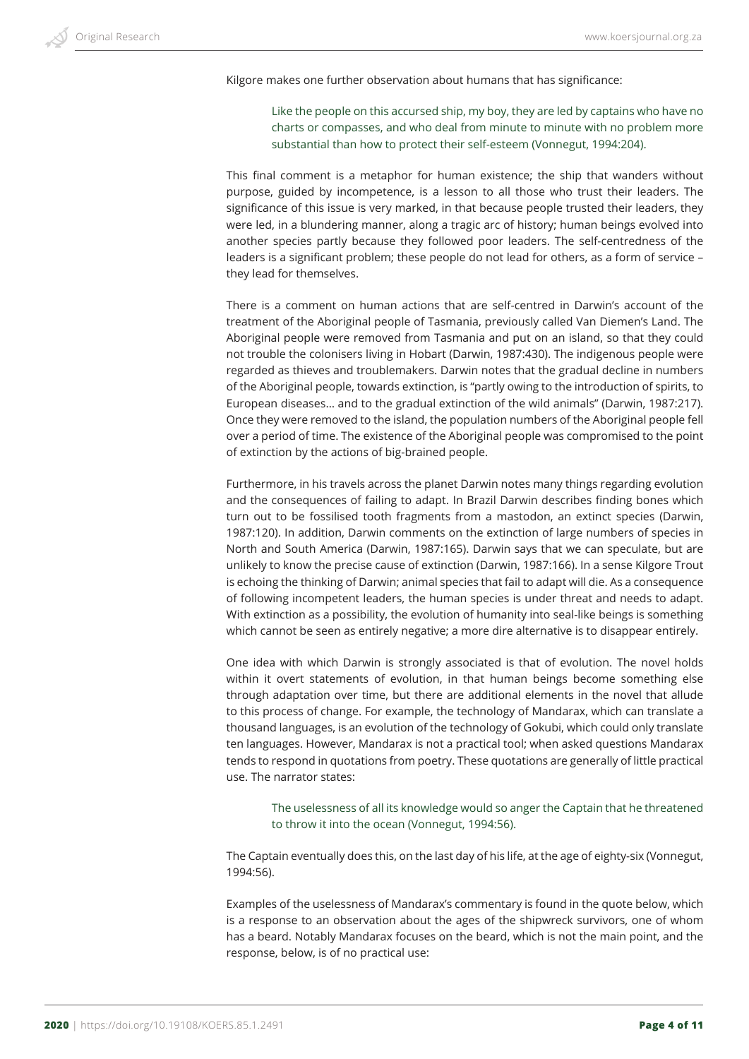Kilgore makes one further observation about humans that has significance:

> Like the people on this accursed ship, my boy, they are led by captains who have no charts or compasses, and who deal from minute to minute with no problem more substantial than how to protect their self-esteem (Vonnegut, 1994:204).

This final comment is a metaphor for human existence; the ship that wanders without purpose, guided by incompetence, is a lesson to all those who trust their leaders. The significance of this issue is very marked, in that because people trusted their leaders, they were led, in a blundering manner, along a tragic arc of history; human beings evolved into another species partly because they followed poor leaders. The self-centredness of the leaders is a significant problem; these people do not lead for others, as a form of service – they lead for themselves.

There is a comment on human actions that are self-centred in Darwin's account of the treatment of the Aboriginal people of Tasmania, previously called Van Diemen's Land. The Aboriginal people were removed from Tasmania and put on an island, so that they could not trouble the colonisers living in Hobart (Darwin, 1987:430). The indigenous people were regarded as thieves and troublemakers. Darwin notes that the gradual decline in numbers of the Aboriginal people, towards extinction, is "partly owing to the introduction of spirits, to European diseases… and to the gradual extinction of the wild animals" (Darwin, 1987:217). Once they were removed to the island, the population numbers of the Aboriginal people fell over a period of time. The existence of the Aboriginal people was compromised to the point of extinction by the actions of big-brained people.

Furthermore, in his travels across the planet Darwin notes many things regarding evolution and the consequences of failing to adapt. In Brazil Darwin describes finding bones which turn out to be fossilised tooth fragments from a mastodon, an extinct species (Darwin, 1987:120). In addition, Darwin comments on the extinction of large numbers of species in North and South America (Darwin, 1987:165). Darwin says that we can speculate, but are unlikely to know the precise cause of extinction (Darwin, 1987:166). In a sense Kilgore Trout is echoing the thinking of Darwin; animal species that fail to adapt will die. As a consequence of following incompetent leaders, the human species is under threat and needs to adapt. With extinction as a possibility, the evolution of humanity into seal-like beings is something which cannot be seen as entirely negative; a more dire alternative is to disappear entirely.

One idea with which Darwin is strongly associated is that of evolution. The novel holds within it overt statements of evolution, in that human beings become something else through adaptation over time, but there are additional elements in the novel that allude to this process of change. For example, the technology of Mandarax, which can translate a thousand languages, is an evolution of the technology of Gokubi, which could only translate ten languages. However, Mandarax is not a practical tool; when asked questions Mandarax tends to respond in quotations from poetry. These quotations are generally of little practical use. The narrator states:

> The uselessness of all its knowledge would so anger the Captain that he threatened to throw it into the ocean (Vonnegut, 1994:56).

The Captain eventually does this, on the last day of his life, at the age of eighty-six (Vonnegut, 1994:56).

Examples of the uselessness of Mandarax's commentary is found in the quote below, which is a response to an observation about the ages of the shipwreck survivors, one of whom has a beard. Notably Mandarax focuses on the beard, which is not the main point, and the response, below, is of no practical use: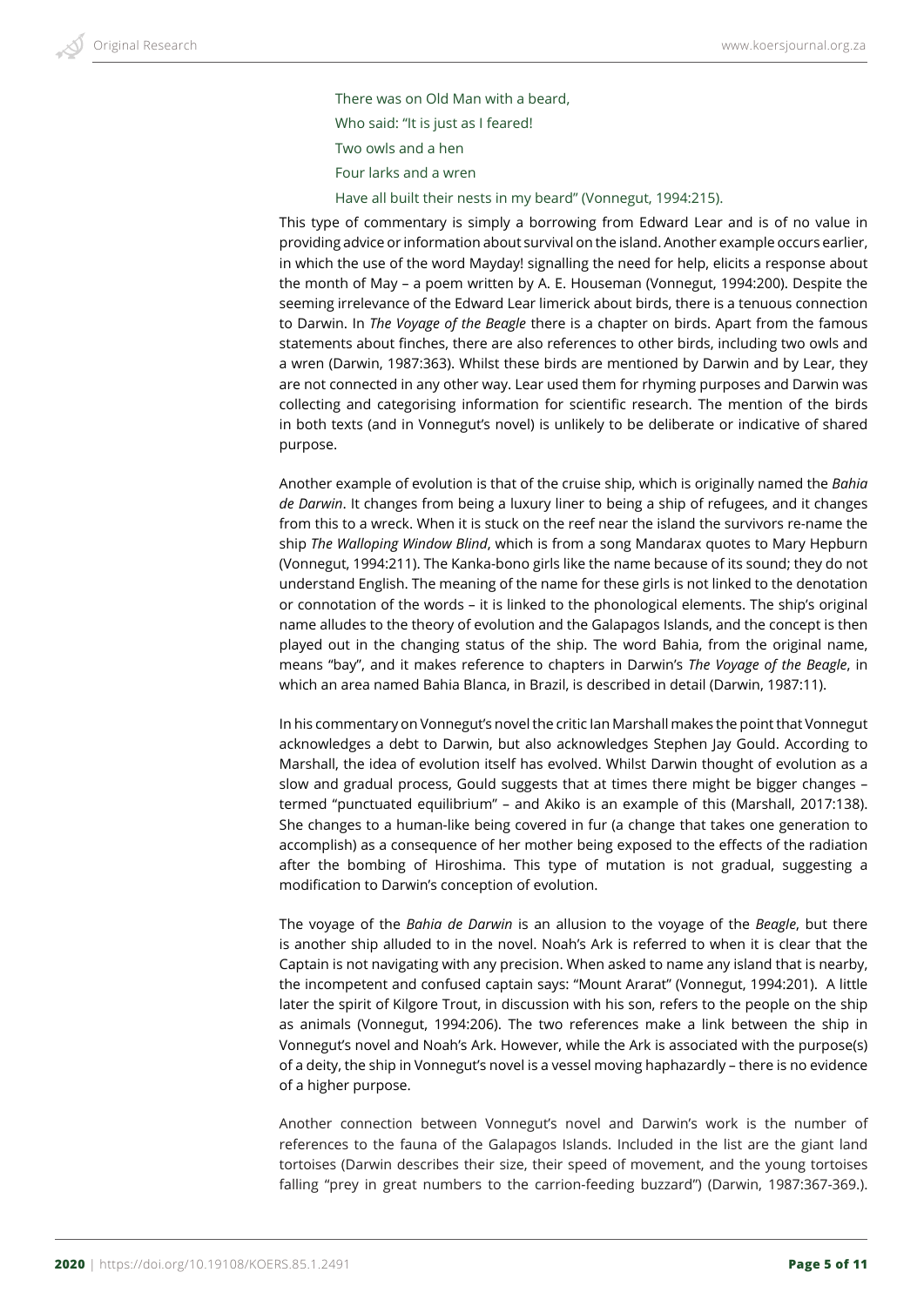> There was on Old Man with a beard,
> Who said: "It is just as I feared!
> Two owls and a hen
> Four larks and a wren
> Have all built their nests in my beard" (Vonnegut, 1994:215).

This type of commentary is simply a borrowing from Edward Lear and is of no value in providing advice or information about survival on the island. Another example occurs earlier, in which the use of the word Mayday! signalling the need for help, elicits a response about the month of May – a poem written by A. E. Houseman (Vonnegut, 1994:200). Despite the seeming irrelevance of the Edward Lear limerick about birds, there is a tenuous connection to Darwin. In *The Voyage of the Beagle* there is a chapter on birds. Apart from the famous statements about finches, there are also references to other birds, including two owls and a wren (Darwin, 1987:363). Whilst these birds are mentioned by Darwin and by Lear, they are not connected in any other way. Lear used them for rhyming purposes and Darwin was collecting and categorising information for scientific research. The mention of the birds in both texts (and in Vonnegut's novel) is unlikely to be deliberate or indicative of shared purpose.

Another example of evolution is that of the cruise ship, which is originally named the *Bahia de Darwin*. It changes from being a luxury liner to being a ship of refugees, and it changes from this to a wreck. When it is stuck on the reef near the island the survivors re-name the ship *The Walloping Window Blind*, which is from a song Mandarax quotes to Mary Hepburn (Vonnegut, 1994:211). The Kanka-bono girls like the name because of its sound; they do not understand English. The meaning of the name for these girls is not linked to the denotation or connotation of the words – it is linked to the phonological elements. The ship's original name alludes to the theory of evolution and the Galapagos Islands, and the concept is then played out in the changing status of the ship. The word Bahia, from the original name, means "bay", and it makes reference to chapters in Darwin's *The Voyage of the Beagle*, in which an area named Bahia Blanca, in Brazil, is described in detail (Darwin, 1987:11).

In his commentary on Vonnegut's novel the critic Ian Marshall makes the point that Vonnegut acknowledges a debt to Darwin, but also acknowledges Stephen Jay Gould. According to Marshall, the idea of evolution itself has evolved. Whilst Darwin thought of evolution as a slow and gradual process, Gould suggests that at times there might be bigger changes – termed "punctuated equilibrium" – and Akiko is an example of this (Marshall, 2017:138). She changes to a human-like being covered in fur (a change that takes one generation to accomplish) as a consequence of her mother being exposed to the effects of the radiation after the bombing of Hiroshima. This type of mutation is not gradual, suggesting a modification to Darwin's conception of evolution.

The voyage of the *Bahia de Darwin* is an allusion to the voyage of the *Beagle*, but there is another ship alluded to in the novel. Noah's Ark is referred to when it is clear that the Captain is not navigating with any precision. When asked to name any island that is nearby, the incompetent and confused captain says: "Mount Ararat" (Vonnegut, 1994:201). A little later the spirit of Kilgore Trout, in discussion with his son, refers to the people on the ship as animals (Vonnegut, 1994:206). The two references make a link between the ship in Vonnegut's novel and Noah's Ark. However, while the Ark is associated with the purpose(s) of a deity, the ship in Vonnegut's novel is a vessel moving haphazardly – there is no evidence of a higher purpose.

Another connection between Vonnegut's novel and Darwin's work is the number of references to the fauna of the Galapagos Islands. Included in the list are the giant land tortoises (Darwin describes their size, their speed of movement, and the young tortoises falling "prey in great numbers to the carrion-feeding buzzard") (Darwin, 1987:367-369.).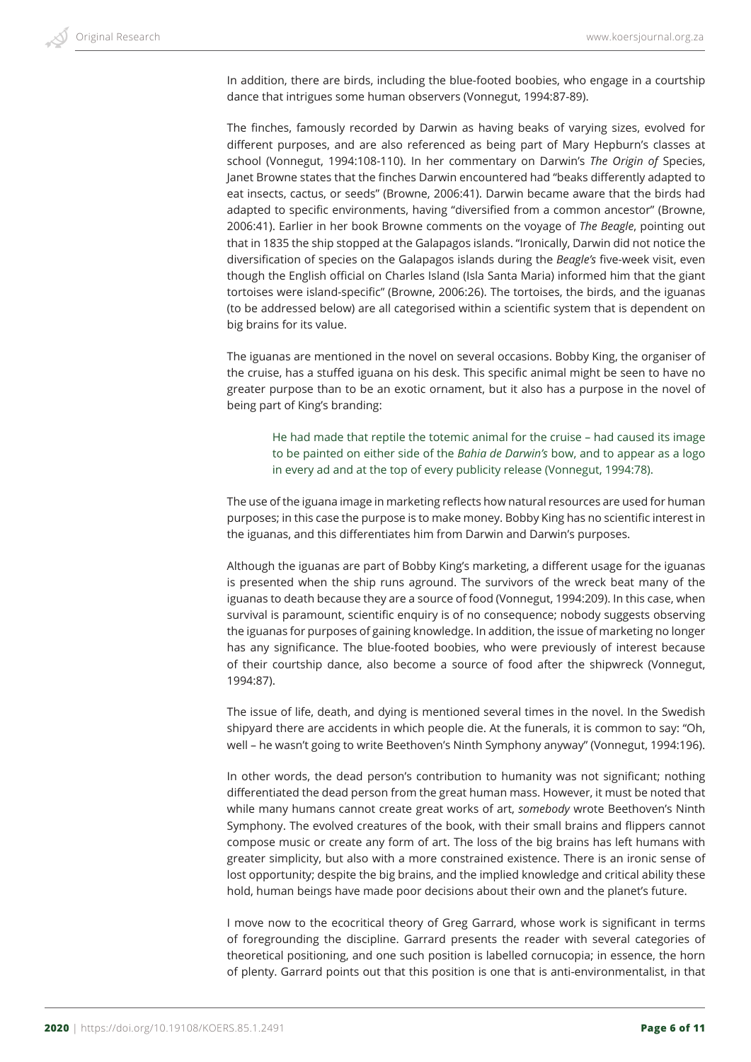In addition, there are birds, including the blue-footed boobies, who engage in a courtship dance that intrigues some human observers (Vonnegut, 1994:87-89).

The finches, famously recorded by Darwin as having beaks of varying sizes, evolved for different purposes, and are also referenced as being part of Mary Hepburn's classes at school (Vonnegut, 1994:108-110). In her commentary on Darwin's *The Origin of* Species, Janet Browne states that the finches Darwin encountered had "beaks differently adapted to eat insects, cactus, or seeds" (Browne, 2006:41). Darwin became aware that the birds had adapted to specific environments, having "diversified from a common ancestor" (Browne, 2006:41). Earlier in her book Browne comments on the voyage of *The Beagle*, pointing out that in 1835 the ship stopped at the Galapagos islands. "Ironically, Darwin did not notice the diversification of species on the Galapagos islands during the *Beagle's* five-week visit, even though the English official on Charles Island (Isla Santa Maria) informed him that the giant tortoises were island-specific" (Browne, 2006:26). The tortoises, the birds, and the iguanas (to be addressed below) are all categorised within a scientific system that is dependent on big brains for its value.

The iguanas are mentioned in the novel on several occasions. Bobby King, the organiser of the cruise, has a stuffed iguana on his desk. This specific animal might be seen to have no greater purpose than to be an exotic ornament, but it also has a purpose in the novel of being part of King's branding:

> He had made that reptile the totemic animal for the cruise – had caused its image to be painted on either side of the *Bahia de Darwin's* bow, and to appear as a logo in every ad and at the top of every publicity release (Vonnegut, 1994:78).

The use of the iguana image in marketing reflects how natural resources are used for human purposes; in this case the purpose is to make money. Bobby King has no scientific interest in the iguanas, and this differentiates him from Darwin and Darwin's purposes.

Although the iguanas are part of Bobby King's marketing, a different usage for the iguanas is presented when the ship runs aground. The survivors of the wreck beat many of the iguanas to death because they are a source of food (Vonnegut, 1994:209). In this case, when survival is paramount, scientific enquiry is of no consequence; nobody suggests observing the iguanas for purposes of gaining knowledge. In addition, the issue of marketing no longer has any significance. The blue-footed boobies, who were previously of interest because of their courtship dance, also become a source of food after the shipwreck (Vonnegut, 1994:87).

The issue of life, death, and dying is mentioned several times in the novel. In the Swedish shipyard there are accidents in which people die. At the funerals, it is common to say: "Oh, well – he wasn't going to write Beethoven's Ninth Symphony anyway" (Vonnegut, 1994:196).

In other words, the dead person's contribution to humanity was not significant; nothing differentiated the dead person from the great human mass. However, it must be noted that while many humans cannot create great works of art, *somebody* wrote Beethoven's Ninth Symphony. The evolved creatures of the book, with their small brains and flippers cannot compose music or create any form of art. The loss of the big brains has left humans with greater simplicity, but also with a more constrained existence. There is an ironic sense of lost opportunity; despite the big brains, and the implied knowledge and critical ability these hold, human beings have made poor decisions about their own and the planet's future.

I move now to the ecocritical theory of Greg Garrard, whose work is significant in terms of foregrounding the discipline. Garrard presents the reader with several categories of theoretical positioning, and one such position is labelled cornucopia; in essence, the horn of plenty. Garrard points out that this position is one that is anti-environmentalist, in that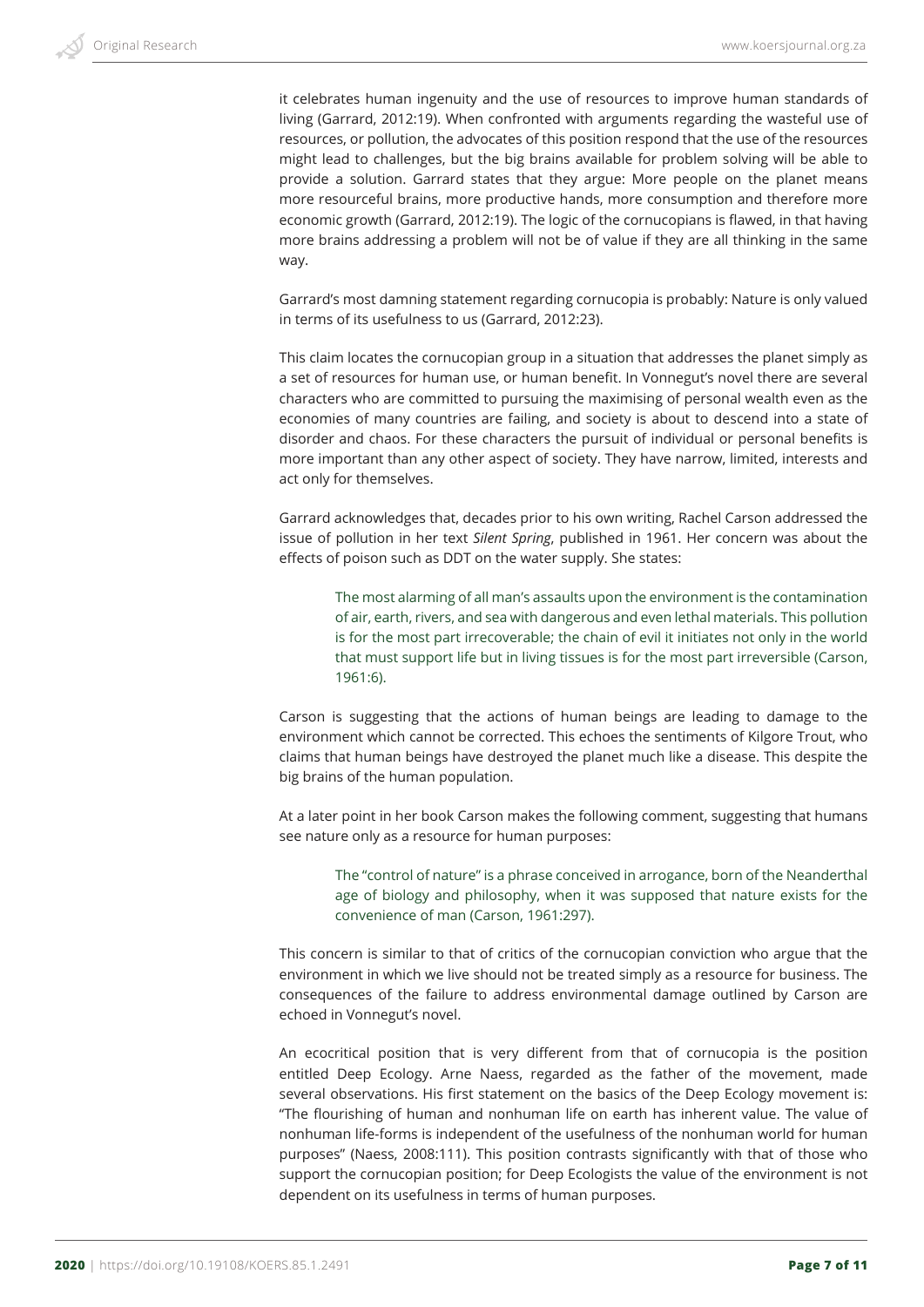it celebrates human ingenuity and the use of resources to improve human standards of living (Garrard, 2012:19). When confronted with arguments regarding the wasteful use of resources, or pollution, the advocates of this position respond that the use of the resources might lead to challenges, but the big brains available for problem solving will be able to provide a solution. Garrard states that they argue: More people on the planet means more resourceful brains, more productive hands, more consumption and therefore more economic growth (Garrard, 2012:19). The logic of the cornucopians is flawed, in that having more brains addressing a problem will not be of value if they are all thinking in the same way.

Garrard's most damning statement regarding cornucopia is probably: Nature is only valued in terms of its usefulness to us (Garrard, 2012:23).

This claim locates the cornucopian group in a situation that addresses the planet simply as a set of resources for human use, or human benefit. In Vonnegut's novel there are several characters who are committed to pursuing the maximising of personal wealth even as the economies of many countries are failing, and society is about to descend into a state of disorder and chaos. For these characters the pursuit of individual or personal benefits is more important than any other aspect of society. They have narrow, limited, interests and act only for themselves.

Garrard acknowledges that, decades prior to his own writing, Rachel Carson addressed the issue of pollution in her text *Silent Spring*, published in 1961. Her concern was about the effects of poison such as DDT on the water supply. She states:

> The most alarming of all man's assaults upon the environment is the contamination of air, earth, rivers, and sea with dangerous and even lethal materials. This pollution is for the most part irrecoverable; the chain of evil it initiates not only in the world that must support life but in living tissues is for the most part irreversible (Carson, 1961:6).

Carson is suggesting that the actions of human beings are leading to damage to the environment which cannot be corrected. This echoes the sentiments of Kilgore Trout, who claims that human beings have destroyed the planet much like a disease. This despite the big brains of the human population.

At a later point in her book Carson makes the following comment, suggesting that humans see nature only as a resource for human purposes:

> The "control of nature" is a phrase conceived in arrogance, born of the Neanderthal age of biology and philosophy, when it was supposed that nature exists for the convenience of man (Carson, 1961:297).

This concern is similar to that of critics of the cornucopian conviction who argue that the environment in which we live should not be treated simply as a resource for business. The consequences of the failure to address environmental damage outlined by Carson are echoed in Vonnegut's novel.

An ecocritical position that is very different from that of cornucopia is the position entitled Deep Ecology. Arne Naess, regarded as the father of the movement, made several observations. His first statement on the basics of the Deep Ecology movement is: "The flourishing of human and nonhuman life on earth has inherent value. The value of nonhuman life-forms is independent of the usefulness of the nonhuman world for human purposes" (Naess, 2008:111). This position contrasts significantly with that of those who support the cornucopian position; for Deep Ecologists the value of the environment is not dependent on its usefulness in terms of human purposes.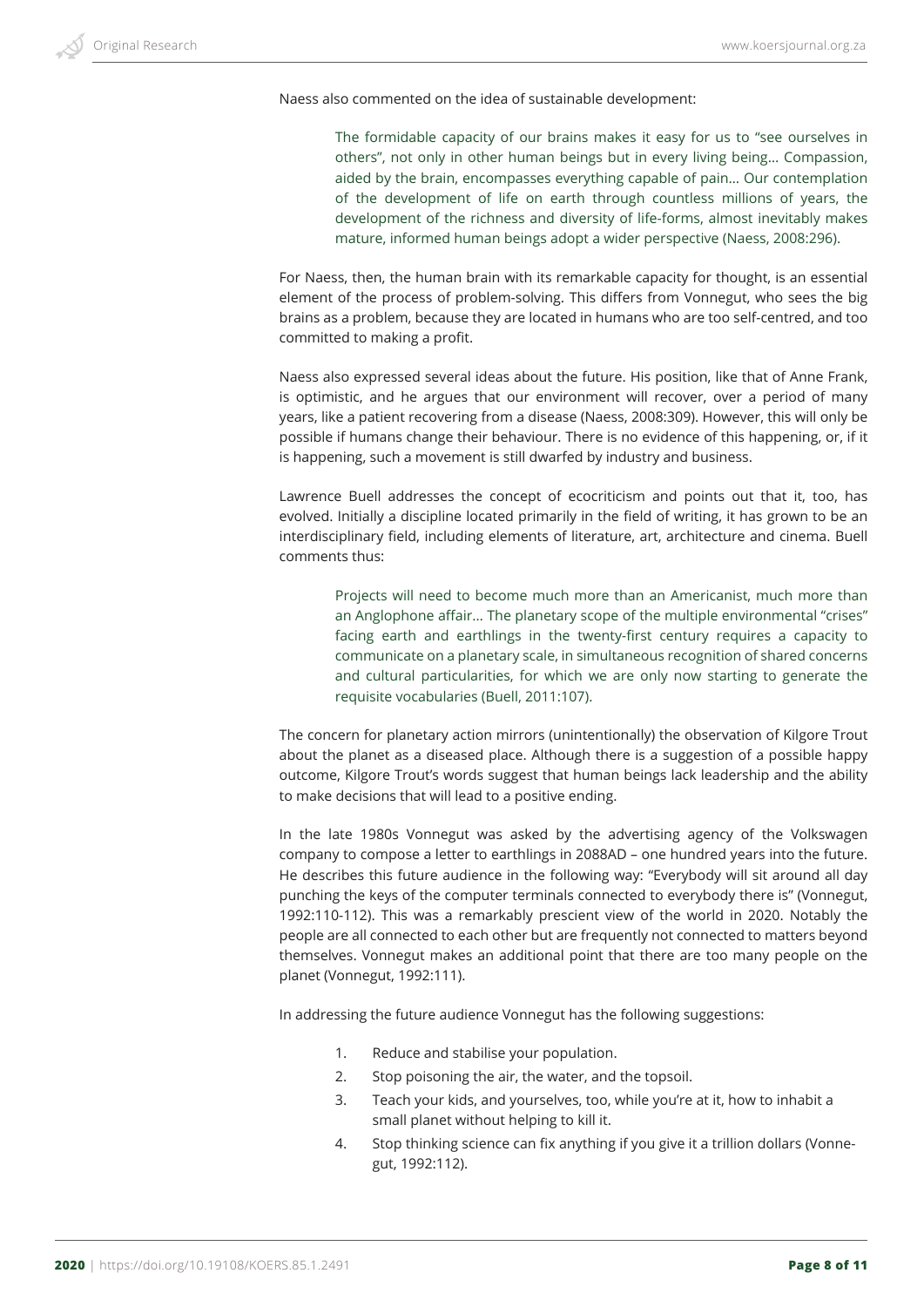Naess also commented on the idea of sustainable development:

> The formidable capacity of our brains makes it easy for us to "see ourselves in others", not only in other human beings but in every living being… Compassion, aided by the brain, encompasses everything capable of pain… Our contemplation of the development of life on earth through countless millions of years, the development of the richness and diversity of life-forms, almost inevitably makes mature, informed human beings adopt a wider perspective (Naess, 2008:296).

For Naess, then, the human brain with its remarkable capacity for thought, is an essential element of the process of problem-solving. This differs from Vonnegut, who sees the big brains as a problem, because they are located in humans who are too self-centred, and too committed to making a profit.

Naess also expressed several ideas about the future. His position, like that of Anne Frank, is optimistic, and he argues that our environment will recover, over a period of many years, like a patient recovering from a disease (Naess, 2008:309). However, this will only be possible if humans change their behaviour. There is no evidence of this happening, or, if it is happening, such a movement is still dwarfed by industry and business.

Lawrence Buell addresses the concept of ecocriticism and points out that it, too, has evolved. Initially a discipline located primarily in the field of writing, it has grown to be an interdisciplinary field, including elements of literature, art, architecture and cinema. Buell comments thus:

> Projects will need to become much more than an Americanist, much more than an Anglophone affair… The planetary scope of the multiple environmental "crises" facing earth and earthlings in the twenty-first century requires a capacity to communicate on a planetary scale, in simultaneous recognition of shared concerns and cultural particularities, for which we are only now starting to generate the requisite vocabularies (Buell, 2011:107).

The concern for planetary action mirrors (unintentionally) the observation of Kilgore Trout about the planet as a diseased place. Although there is a suggestion of a possible happy outcome, Kilgore Trout's words suggest that human beings lack leadership and the ability to make decisions that will lead to a positive ending.

In the late 1980s Vonnegut was asked by the advertising agency of the Volkswagen company to compose a letter to earthlings in 2088AD – one hundred years into the future. He describes this future audience in the following way: "Everybody will sit around all day punching the keys of the computer terminals connected to everybody there is" (Vonnegut, 1992:110-112). This was a remarkably prescient view of the world in 2020. Notably the people are all connected to each other but are frequently not connected to matters beyond themselves. Vonnegut makes an additional point that there are too many people on the planet (Vonnegut, 1992:111).

In addressing the future audience Vonnegut has the following suggestions:

1. Reduce and stabilise your population.
2. Stop poisoning the air, the water, and the topsoil.
3. Teach your kids, and yourselves, too, while you're at it, how to inhabit a small planet without helping to kill it.
4. Stop thinking science can fix anything if you give it a trillion dollars (Vonnegut, 1992:112).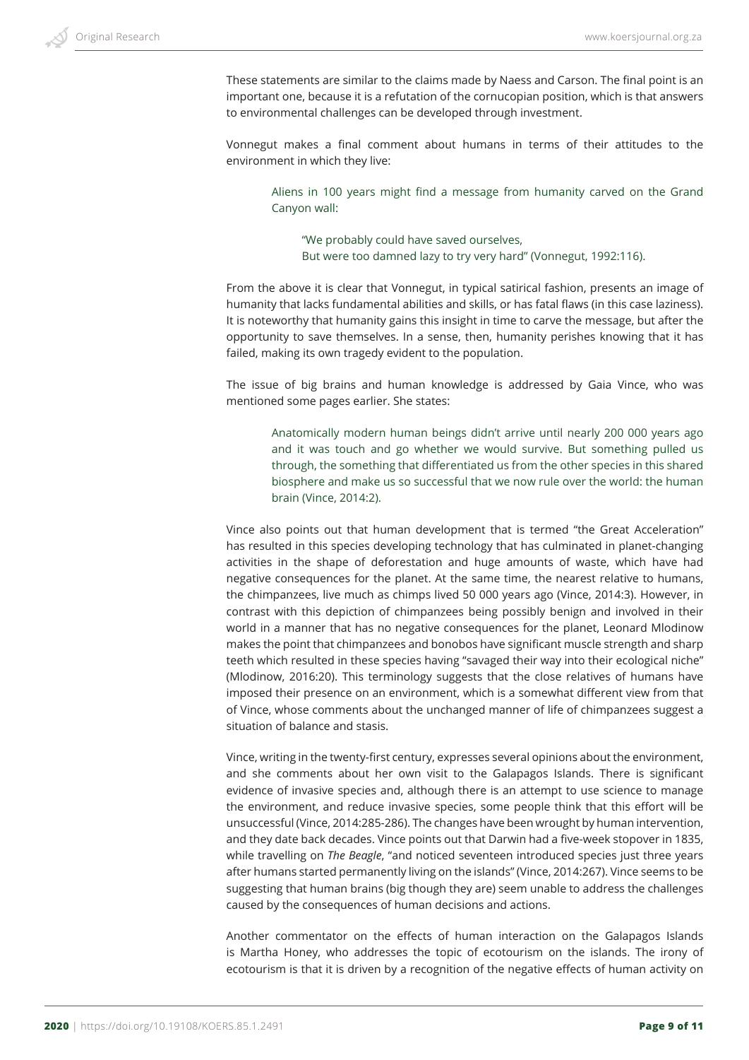These statements are similar to the claims made by Naess and Carson. The final point is an important one, because it is a refutation of the cornucopian position, which is that answers to environmental challenges can be developed through investment.

Vonnegut makes a final comment about humans in terms of their attitudes to the environment in which they live:

> Aliens in 100 years might find a message from humanity carved on the Grand Canyon wall:
>
> > "We probably could have saved ourselves,
> > But were too damned lazy to try very hard" (Vonnegut, 1992:116).

From the above it is clear that Vonnegut, in typical satirical fashion, presents an image of humanity that lacks fundamental abilities and skills, or has fatal flaws (in this case laziness). It is noteworthy that humanity gains this insight in time to carve the message, but after the opportunity to save themselves. In a sense, then, humanity perishes knowing that it has failed, making its own tragedy evident to the population.

The issue of big brains and human knowledge is addressed by Gaia Vince, who was mentioned some pages earlier. She states:

> Anatomically modern human beings didn't arrive until nearly 200 000 years ago and it was touch and go whether we would survive. But something pulled us through, the something that differentiated us from the other species in this shared biosphere and make us so successful that we now rule over the world: the human brain (Vince, 2014:2).

Vince also points out that human development that is termed "the Great Acceleration" has resulted in this species developing technology that has culminated in planet-changing activities in the shape of deforestation and huge amounts of waste, which have had negative consequences for the planet. At the same time, the nearest relative to humans, the chimpanzees, live much as chimps lived 50 000 years ago (Vince, 2014:3). However, in contrast with this depiction of chimpanzees being possibly benign and involved in their world in a manner that has no negative consequences for the planet, Leonard Mlodinow makes the point that chimpanzees and bonobos have significant muscle strength and sharp teeth which resulted in these species having "savaged their way into their ecological niche" (Mlodinow, 2016:20). This terminology suggests that the close relatives of humans have imposed their presence on an environment, which is a somewhat different view from that of Vince, whose comments about the unchanged manner of life of chimpanzees suggest a situation of balance and stasis.

Vince, writing in the twenty-first century, expresses several opinions about the environment, and she comments about her own visit to the Galapagos Islands. There is significant evidence of invasive species and, although there is an attempt to use science to manage the environment, and reduce invasive species, some people think that this effort will be unsuccessful (Vince, 2014:285-286). The changes have been wrought by human intervention, and they date back decades. Vince points out that Darwin had a five-week stopover in 1835, while travelling on *The Beagle*, "and noticed seventeen introduced species just three years after humans started permanently living on the islands" (Vince, 2014:267). Vince seems to be suggesting that human brains (big though they are) seem unable to address the challenges caused by the consequences of human decisions and actions.

Another commentator on the effects of human interaction on the Galapagos Islands is Martha Honey, who addresses the topic of ecotourism on the islands. The irony of ecotourism is that it is driven by a recognition of the negative effects of human activity on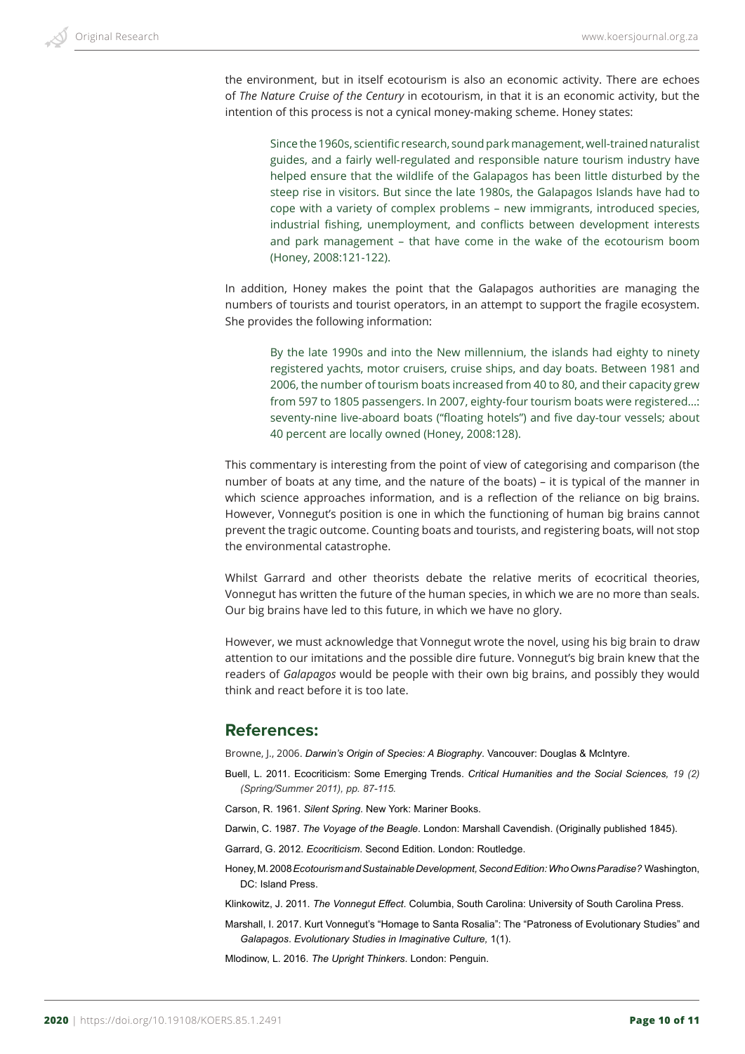the environment, but in itself ecotourism is also an economic activity. There are echoes of *The Nature Cruise of the Century* in ecotourism, in that it is an economic activity, but the intention of this process is not a cynical money-making scheme. Honey states:

> Since the 1960s, scientific research, sound park management, well-trained naturalist guides, and a fairly well-regulated and responsible nature tourism industry have helped ensure that the wildlife of the Galapagos has been little disturbed by the steep rise in visitors. But since the late 1980s, the Galapagos Islands have had to cope with a variety of complex problems – new immigrants, introduced species, industrial fishing, unemployment, and conflicts between development interests and park management – that have come in the wake of the ecotourism boom (Honey, 2008:121-122).

In addition, Honey makes the point that the Galapagos authorities are managing the numbers of tourists and tourist operators, in an attempt to support the fragile ecosystem. She provides the following information:

> By the late 1990s and into the New millennium, the islands had eighty to ninety registered yachts, motor cruisers, cruise ships, and day boats. Between 1981 and 2006, the number of tourism boats increased from 40 to 80, and their capacity grew from 597 to 1805 passengers. In 2007, eighty-four tourism boats were registered…: seventy-nine live-aboard boats ("floating hotels") and five day-tour vessels; about 40 percent are locally owned (Honey, 2008:128).

This commentary is interesting from the point of view of categorising and comparison (the number of boats at any time, and the nature of the boats) – it is typical of the manner in which science approaches information, and is a reflection of the reliance on big brains. However, Vonnegut's position is one in which the functioning of human big brains cannot prevent the tragic outcome. Counting boats and tourists, and registering boats, will not stop the environmental catastrophe.

Whilst Garrard and other theorists debate the relative merits of ecocritical theories, Vonnegut has written the future of the human species, in which we are no more than seals. Our big brains have led to this future, in which we have no glory.

However, we must acknowledge that Vonnegut wrote the novel, using his big brain to draw attention to our imitations and the possible dire future. Vonnegut's big brain knew that the readers of *Galapagos* would be people with their own big brains, and possibly they would think and react before it is too late.

## References:

Browne, J., 2006. *Darwin's Origin of Species: A Biography*. Vancouver: Douglas & McIntyre.

Buell, L. 2011. Ecocriticism: Some Emerging Trends. *Critical Humanities and the Social Sciences, 19 (2) (Spring/Summer 2011), pp. 87-115.*

Carson, R. 1961. *Silent Spring*. New York: Mariner Books.

Darwin, C. 1987. *The Voyage of the Beagle*. London: Marshall Cavendish. (Originally published 1845).

Garrard, G. 2012. *Ecocriticism*. Second Edition. London: Routledge.

Honey, M. 2008 *Ecotourism and Sustainable Development, Second Edition: Who Owns Paradise?* Washington, DC: Island Press.

Klinkowitz, J. 2011. *The Vonnegut Effect*. Columbia, South Carolina: University of South Carolina Press.

Marshall, I. 2017. Kurt Vonnegut's "Homage to Santa Rosalia": The "Patroness of Evolutionary Studies" and *Galapagos*. *Evolutionary Studies in Imaginative Culture,* 1(1).

Mlodinow, L. 2016. *The Upright Thinkers*. London: Penguin.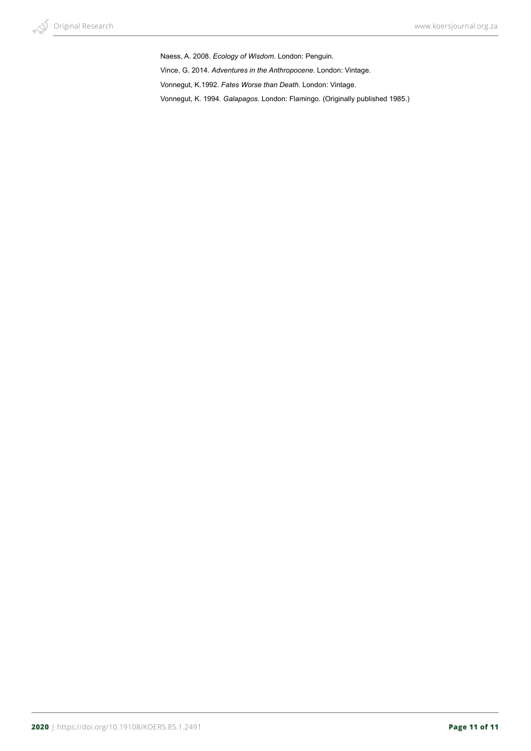Naess, A. 2008. *Ecology of Wisdom*. London: Penguin.

Vince, G. 2014. *Adventures in the Anthropocene*. London: Vintage.

Vonnegut, K.1992. *Fates Worse than Death*. London: Vintage.

Vonnegut, K. 1994. *Galapagos*. London: Flamingo. (Originally published 1985.)